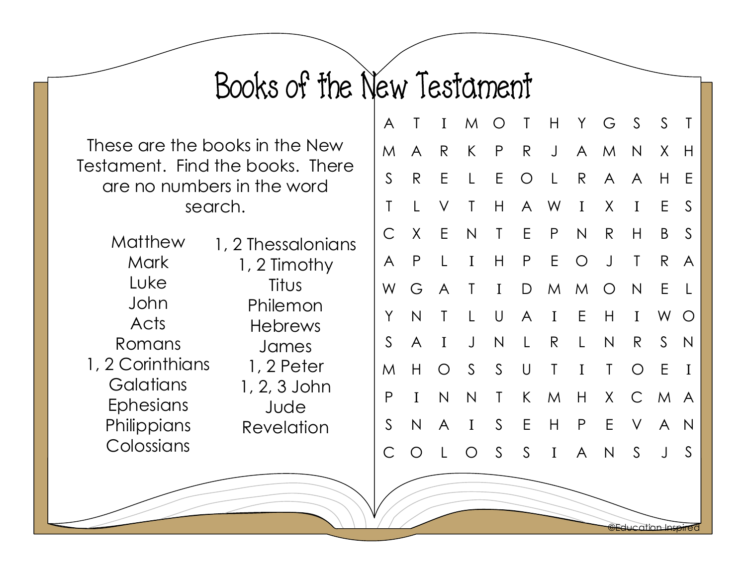# Books of the New Testament

These are the books in the New Testament. Find the books. There are no numbers in the word search.

- Matthew
- Mark
- Luke
- John
- Acts
- Romans
- 1, 2 Corinthians
- Galatians
- Ephesians
- Philippians
- Colossians
- 1, 2 Thessalonians
- 1, 2 Timothy
- Titus
- Philemon
- Hebrews
- James
- 1, 2 Peter
- 1, 2, 3 John
- Jude
- Revelation

```
A T I M O T H Y G S S T
M A R K P R J A M N X H
S R E L E O L R A A H E
T L V T H A W I X I E S
C X E N T E P N R H B S
A P L I H P E O J T R A
W G A T I D M M O N E L
Y N T L U A I E H I W O
S A I J N L R L N R S N
M H O S S U T I T O E I
P I N N T K M H X C M A
S N A I S E H P E V A N
C O L O S S I A N S J S
```

©Education Inspired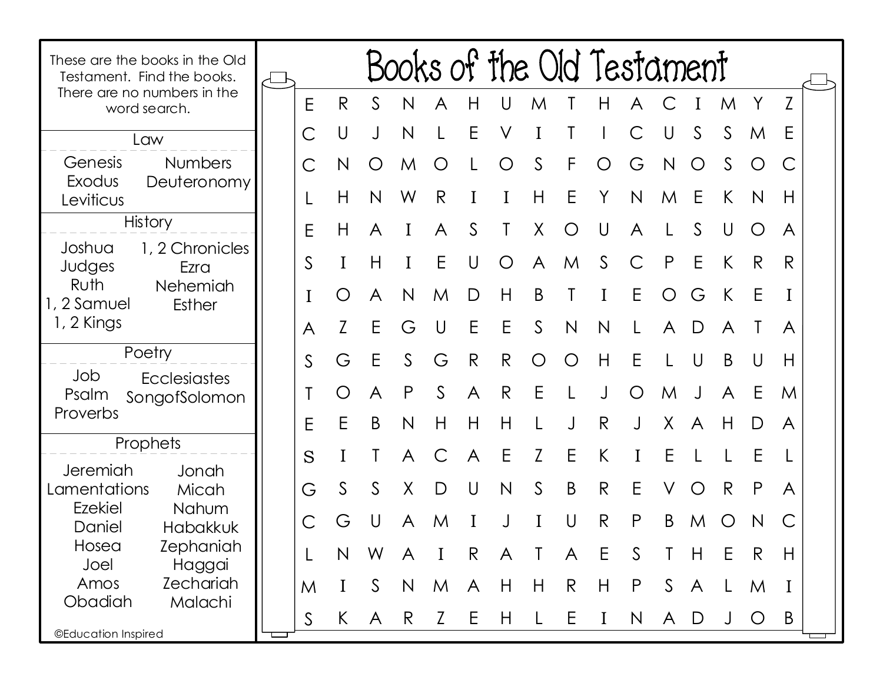These are the books in the Old Testament. Find the books. There are no numbers in the word search.

## Law

Genesis
Exodus
Leviticus
Numbers
Deuteronomy

## History

Joshua
Judges
Ruth
1, 2 Samuel
1, 2 Kings
1, 2 Chronicles
Ezra
Nehemiah
Esther

## Poetry

Job
Psalm
Proverbs
Ecclesiastes
SongofSolomon

## Prophets

Jeremiah
Lamentations
Ezekiel
Daniel
Hosea
Joel
Amos
Obadiah
Jonah
Micah
Nahum
Habakkuk
Zephaniah
Haggai
Zechariah
Malachi

©Education Inspired

# Books of the Old Testament

| | | | | | | | | | | | | | | | |
|---|---|---|---|---|---|---|---|---|---|---|---|---|---|---|---|
| E | R | S | N | A | H | U | M | T | H | A | C | I | M | Y | Z |
| C | U | J | N | L | E | V | I | T | I | C | U | S | S | M | E |
| C | N | O | M | O | L | O | S | F | O | G | N | O | S | O | C |
| L | H | N | W | R | I | I | H | E | Y | N | M | E | K | N | H |
| E | H | A | I | A | S | T | X | O | U | A | L | S | U | O | A |
| S | I | H | I | E | U | O | A | M | S | C | P | E | K | R | R |
| I | O | A | N | M | D | H | B | T | I | E | O | G | K | E | I |
| A | Z | E | G | U | E | E | S | N | N | L | A | D | A | T | A |
| S | G | E | S | G | R | R | O | O | H | E | L | U | B | U | H |
| T | O | A | P | S | A | R | E | L | J | O | M | J | A | E | M |
| E | E | B | N | H | H | H | L | J | R | J | X | A | H | D | A |
| S | I | T | A | C | A | E | Z | E | K | I | E | L | L | E | L |
| G | S | S | X | D | U | N | S | B | R | E | V | O | R | P | A |
| C | G | U | A | M | I | J | I | U | R | P | B | M | O | N | C |
| L | N | W | A | I | R | A | T | A | E | S | T | H | E | R | H |
| M | I | S | N | M | A | H | H | R | H | P | S | A | L | M | I |
| S | K | A | R | Z | E | H | L | E | I | N | A | D | J | O | B |